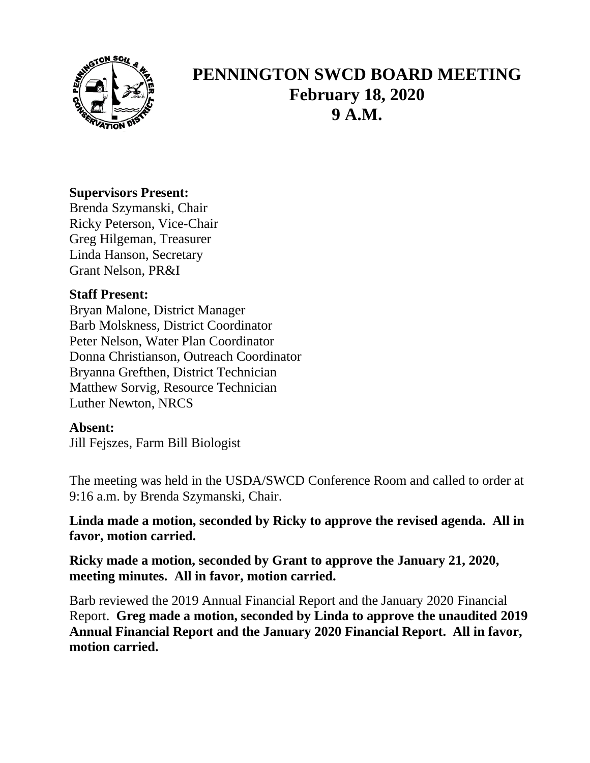# PENNINGTON SWCD BOARD MEETING
## February 18, 2020
## 9 A.M.

**Supervisors Present:**
Brenda Szymanski, Chair
Ricky Peterson, Vice-Chair
Greg Hilgeman, Treasurer
Linda Hanson, Secretary
Grant Nelson, PR&I

**Staff Present:**
Bryan Malone, District Manager
Barb Molskness, District Coordinator
Peter Nelson, Water Plan Coordinator
Donna Christianson, Outreach Coordinator
Bryanna Grefthen, District Technician
Matthew Sorvig, Resource Technician
Luther Newton, NRCS

**Absent:**
Jill Fejszes, Farm Bill Biologist

The meeting was held in the USDA/SWCD Conference Room and called to order at 9:16 a.m. by Brenda Szymanski, Chair.

**Linda made a motion, seconded by Ricky to approve the revised agenda. All in favor, motion carried.**

**Ricky made a motion, seconded by Grant to approve the January 21, 2020, meeting minutes. All in favor, motion carried.**

Barb reviewed the 2019 Annual Financial Report and the January 2020 Financial Report. **Greg made a motion, seconded by Linda to approve the unaudited 2019 Annual Financial Report and the January 2020 Financial Report. All in favor, motion carried.**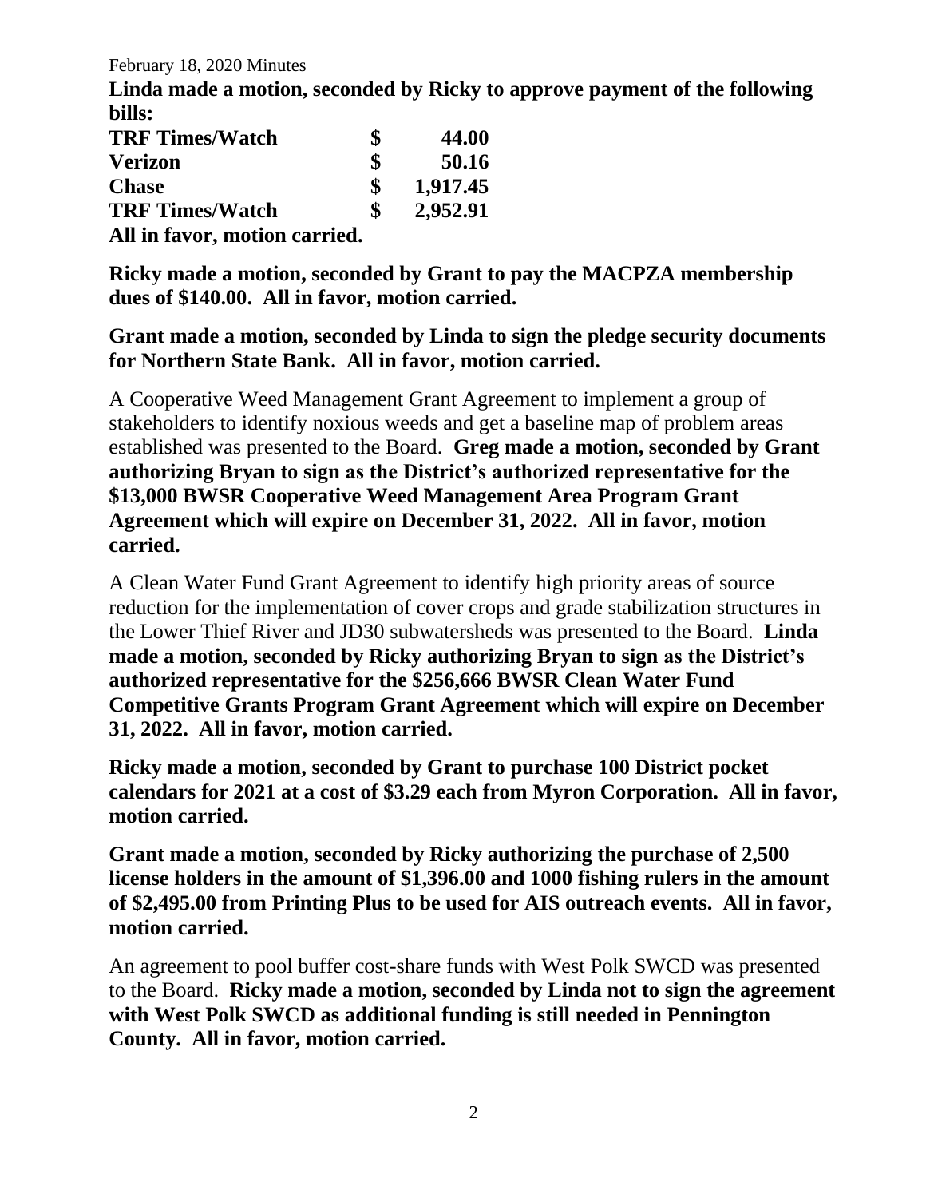February 18, 2020 Minutes

**Linda made a motion, seconded by Ricky to approve payment of the following bills:**

| | | |
|---|---|---|
| **TRF Times/Watch** | **$** | **44.00** |
| **Verizon** | **$** | **50.16** |
| **Chase** | **$** | **1,917.45** |
| **TRF Times/Watch** | **$** | **2,952.91** |

**All in favor, motion carried.**

**Ricky made a motion, seconded by Grant to pay the MACPZA membership dues of $140.00. All in favor, motion carried.**

**Grant made a motion, seconded by Linda to sign the pledge security documents for Northern State Bank. All in favor, motion carried.**

A Cooperative Weed Management Grant Agreement to implement a group of stakeholders to identify noxious weeds and get a baseline map of problem areas established was presented to the Board. **Greg made a motion, seconded by Grant authorizing Bryan to sign as the District's authorized representative for the $13,000 BWSR Cooperative Weed Management Area Program Grant Agreement which will expire on December 31, 2022. All in favor, motion carried.**

A Clean Water Fund Grant Agreement to identify high priority areas of source reduction for the implementation of cover crops and grade stabilization structures in the Lower Thief River and JD30 subwatersheds was presented to the Board. **Linda made a motion, seconded by Ricky authorizing Bryan to sign as the District's authorized representative for the $256,666 BWSR Clean Water Fund Competitive Grants Program Grant Agreement which will expire on December 31, 2022. All in favor, motion carried.**

**Ricky made a motion, seconded by Grant to purchase 100 District pocket calendars for 2021 at a cost of $3.29 each from Myron Corporation. All in favor, motion carried.**

**Grant made a motion, seconded by Ricky authorizing the purchase of 2,500 license holders in the amount of $1,396.00 and 1000 fishing rulers in the amount of $2,495.00 from Printing Plus to be used for AIS outreach events. All in favor, motion carried.**

An agreement to pool buffer cost-share funds with West Polk SWCD was presented to the Board. **Ricky made a motion, seconded by Linda not to sign the agreement with West Polk SWCD as additional funding is still needed in Pennington County. All in favor, motion carried.**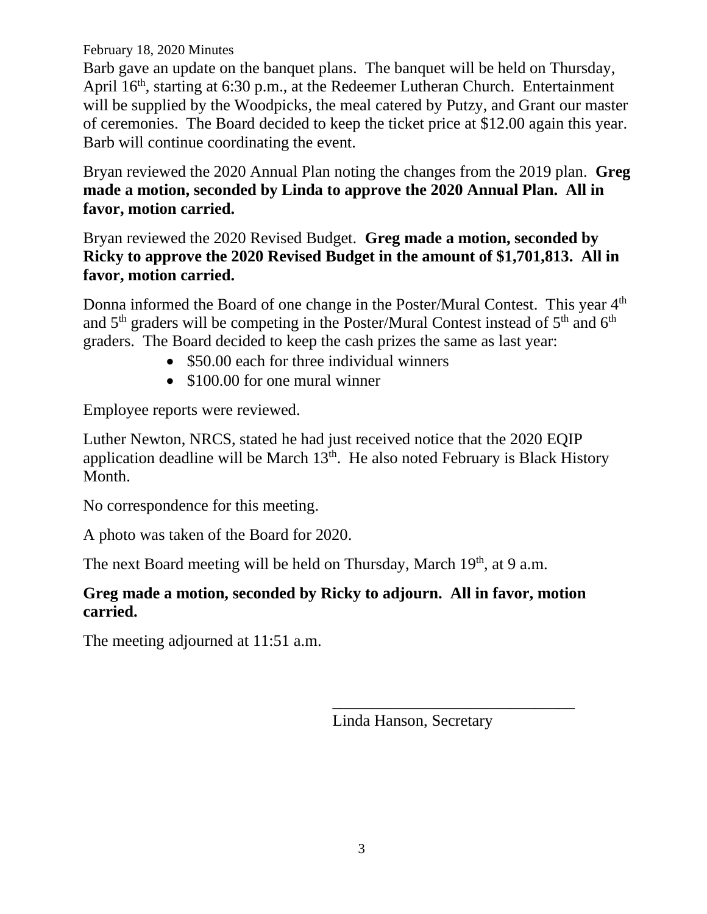February 18, 2020 Minutes

Barb gave an update on the banquet plans. The banquet will be held on Thursday, April 16th, starting at 6:30 p.m., at the Redeemer Lutheran Church. Entertainment will be supplied by the Woodpicks, the meal catered by Putzy, and Grant our master of ceremonies. The Board decided to keep the ticket price at $12.00 again this year. Barb will continue coordinating the event.

Bryan reviewed the 2020 Annual Plan noting the changes from the 2019 plan. **Greg made a motion, seconded by Linda to approve the 2020 Annual Plan. All in favor, motion carried.**

Bryan reviewed the 2020 Revised Budget. **Greg made a motion, seconded by Ricky to approve the 2020 Revised Budget in the amount of $1,701,813. All in favor, motion carried.**

Donna informed the Board of one change in the Poster/Mural Contest. This year 4th and 5th graders will be competing in the Poster/Mural Contest instead of 5th and 6th graders. The Board decided to keep the cash prizes the same as last year:

- $50.00 each for three individual winners
- $100.00 for one mural winner

Employee reports were reviewed.

Luther Newton, NRCS, stated he had just received notice that the 2020 EQIP application deadline will be March 13th. He also noted February is Black History Month.

No correspondence for this meeting.

A photo was taken of the Board for 2020.

The next Board meeting will be held on Thursday, March 19th, at 9 a.m.

**Greg made a motion, seconded by Ricky to adjourn. All in favor, motion carried.**

The meeting adjourned at 11:51 a.m.

\_\_\_\_\_\_\_\_\_\_\_\_\_\_\_\_\_\_\_\_\_\_\_\_\_\_\_\_\_\_\_\_

Linda Hanson, Secretary